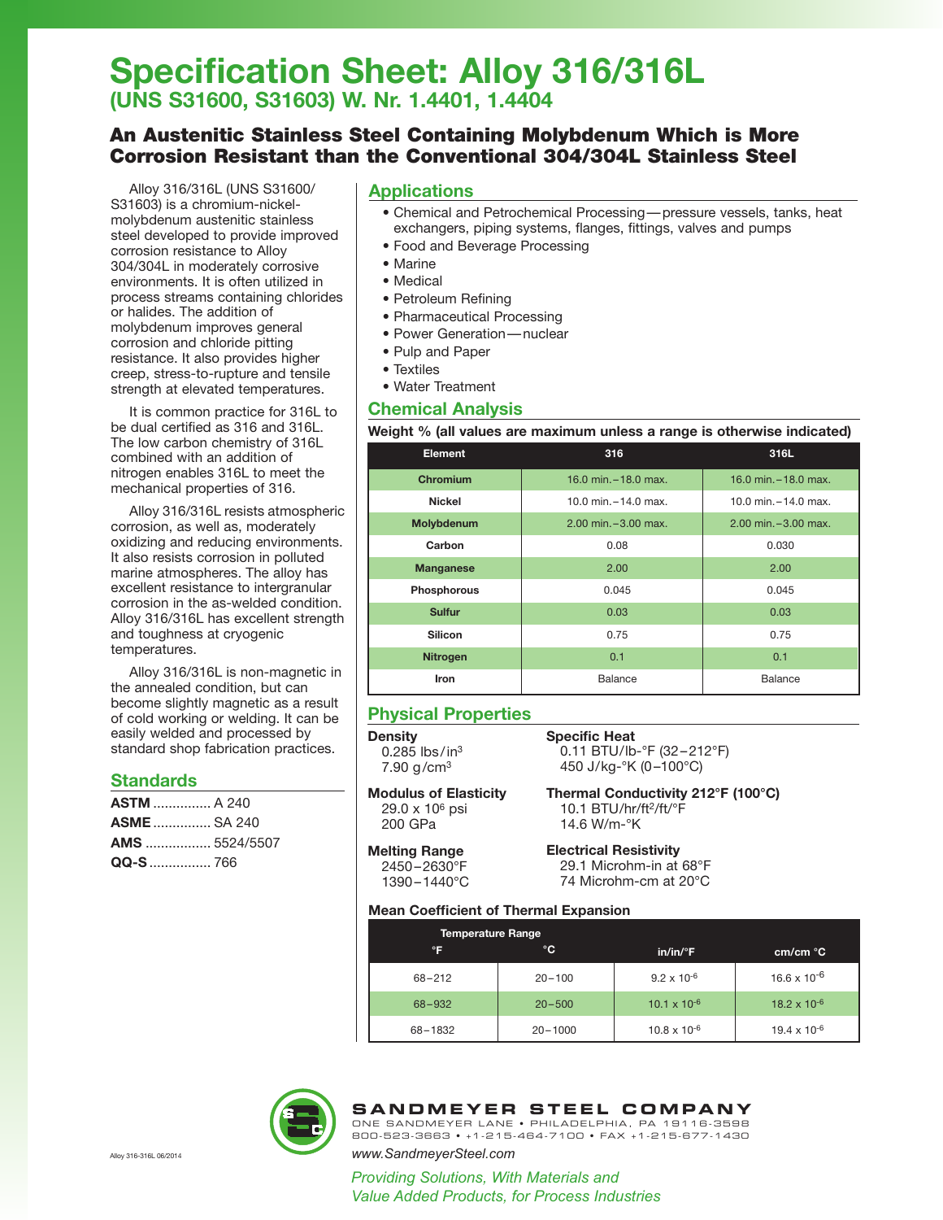# Specification Sheet: Alloy 316/316L

## (UNS S31600, S31603) W. Nr. 1.4401, 1.4404

### An Austenitic Stainless Steel Containing Molybdenum Which is More Corrosion Resistant than the Conventional 304/304L Stainless Steel

Alloy 316/316L (UNS S31600/S31603) is a chromium-nickel-molybdenum austenitic stainless steel developed to provide improved corrosion resistance to Alloy 304/304L in moderately corrosive environments. It is often utilized in process streams containing chlorides or halides. The addition of molybdenum improves general corrosion and chloride pitting resistance. It also provides higher creep, stress-to-rupture and tensile strength at elevated temperatures.

It is common practice for 316L to be dual certified as 316 and 316L. The low carbon chemistry of 316L combined with an addition of nitrogen enables 316L to meet the mechanical properties of 316.

Alloy 316/316L resists atmospheric corrosion, as well as, moderately oxidizing and reducing environments. It also resists corrosion in polluted marine atmospheres. The alloy has excellent resistance to intergranular corrosion in the as-welded condition. Alloy 316/316L has excellent strength and toughness at cryogenic temperatures.

Alloy 316/316L is non-magnetic in the annealed condition, but can become slightly magnetic as a result of cold working or welding. It can be easily welded and processed by standard shop fabrication practices.

## Standards

**ASTM** ............... A 240
**ASME** ............... SA 240
**AMS** ................. 5524/5507
**QQ-S** ................ 766

## Applications

- Chemical and Petrochemical Processing — pressure vessels, tanks, heat exchangers, piping systems, flanges, fittings, valves and pumps
- Food and Beverage Processing
- Marine
- Medical
- Petroleum Refining
- Pharmaceutical Processing
- Power Generation — nuclear
- Pulp and Paper
- Textiles
- Water Treatment

## Chemical Analysis

**Weight % (all values are maximum unless a range is otherwise indicated)**

| Element | 316 | 316L |
|---|---|---|
| Chromium | 16.0 min. – 18.0 max. | 16.0 min. – 18.0 max. |
| Nickel | 10.0 min. – 14.0 max. | 10.0 min. – 14.0 max. |
| Molybdenum | 2.00 min. – 3.00 max. | 2.00 min. – 3.00 max. |
| Carbon | 0.08 | 0.030 |
| Manganese | 2.00 | 2.00 |
| Phosphorous | 0.045 | 0.045 |
| Sulfur | 0.03 | 0.03 |
| Silicon | 0.75 | 0.75 |
| Nitrogen | 0.1 | 0.1 |
| Iron | Balance | Balance |

## Physical Properties

**Density**
0.285 lbs/in$^3$
7.90 g/cm$^3$

**Modulus of Elasticity**
29.0 x $10^6$ psi
200 GPa

**Melting Range**
2450 – 2630°F
1390 – 1440°C

**Specific Heat**
0.11 BTU/lb-°F (32 – 212°F)
450 J/kg-°K (0 – 100°C)

**Thermal Conductivity 212°F (100°C)**
10.1 BTU/hr/ft$^2$/ft/°F
14.6 W/m-°K

**Electrical Resistivity**
29.1 Microhm-in at 68°F
74 Microhm-cm at 20°C

**Mean Coefficient of Thermal Expansion**

| Temperature Range | | | |
|---|---|---|---|
| °F | °C | in/in/°F | cm/cm °C |
| 68 – 212 | 20 – 100 | 9.2 x $10^{-6}$ | 16.6 x $10^{-6}$ |
| 68 – 932 | 20 – 500 | 10.1 x $10^{-6}$ | 18.2 x $10^{-6}$ |
| 68 – 1832 | 20 – 1000 | 10.8 x $10^{-6}$ | 19.4 x $10^{-6}$ |

**SANDMEYER STEEL COMPANY**
ONE SANDMEYER LANE • PHILADELPHIA, PA 19116-3598
800-523-3663 • +1-215-464-7100 • FAX +1-215-677-1430
www.SandmeyerSteel.com

*Providing Solutions, With Materials and Value Added Products, for Process Industries*

Alloy 316-316L 06/2014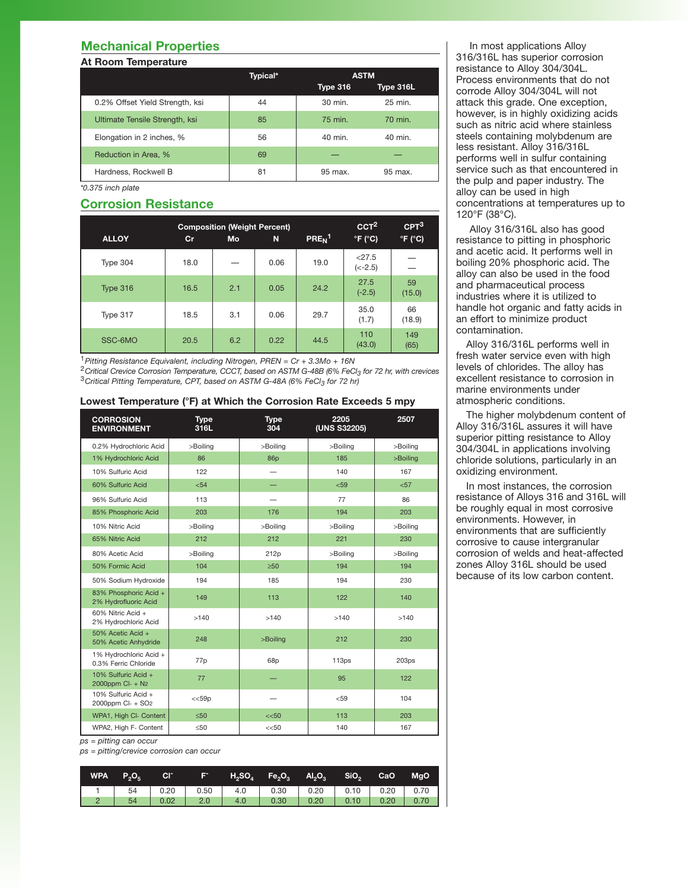## Mechanical Properties

### At Room Temperature

| | Typical* | ASTM | |
|---|---|---|---|
| | | Type 316 | Type 316L |
| 0.2% Offset Yield Strength, ksi | 44 | 30 min. | 25 min. |
| Ultimate Tensile Strength, ksi | 85 | 75 min. | 70 min. |
| Elongation in 2 inches, % | 56 | 40 min. | 40 min. |
| Reduction in Area, % | 69 | — | — |
| Hardness, Rockwell B | 81 | 95 max. | 95 max. |

*0.375 inch plate*

## Corrosion Resistance

| ALLOY | Composition (Weight Percent) Cr | Mo | N | $PRE_N$[1] | CCT[2] °F (°C) | CPT[3] °F (°C) |
|---|---|---|---|---|---|---|
| Type 304 | 18.0 | — | 0.06 | 19.0 | <27.5 (<-2.5) | — — |
| Type 316 | 16.5 | 2.1 | 0.05 | 24.2 | 27.5 (-2.5) | 59 (15.0) |
| Type 317 | 18.5 | 3.1 | 0.06 | 29.7 | 35.0 (1.7) | 66 (18.9) |
| SSC-6MO | 20.5 | 6.2 | 0.22 | 44.5 | 110 (43.0) | 149 (65) |

[1] *Pitting Resistance Equivalent, including Nitrogen, PREN = Cr + 3.3Mo + 16N*
[2] *Critical Crevice Corrosion Temperature, CCCT, based on ASTM G-48B (6% $FeCl_3$ for 72 hr, with crevices*
[3] *Critical Pitting Temperature, CPT, based on ASTM G-48A (6% $FeCl_3$ for 72 hr)*

### Lowest Temperature (°F) at Which the Corrosion Rate Exceeds 5 mpy

| CORROSION ENVIRONMENT | Type 316L | Type 304 | 2205 (UNS S32205) | 2507 |
|---|---|---|---|---|
| 0.2% Hydrochloric Acid | >Boiling | >Boiling | >Boiling | >Boiling |
| 1% Hydrochloric Acid | 86 | 86p | 185 | >Boiling |
| 10% Sulfuric Acid | 122 | — | 140 | 167 |
| 60% Sulfuric Acid | <54 | — | <59 | <57 |
| 96% Sulfuric Acid | 113 | — | 77 | 86 |
| 85% Phosphoric Acid | 203 | 176 | 194 | 203 |
| 10% Nitric Acid | >Boiling | >Boiling | >Boiling | >Boiling |
| 65% Nitric Acid | 212 | 212 | 221 | 230 |
| 80% Acetic Acid | >Boiling | 212p | >Boiling | >Boiling |
| 50% Formic Acid | 104 | ≥50 | 194 | 194 |
| 50% Sodium Hydroxide | 194 | 185 | 194 | 230 |
| 83% Phosphoric Acid + 2% Hydrofluoric Acid | 149 | 113 | 122 | 140 |
| 60% Nitric Acid + 2% Hydrochloric Acid | >140 | >140 | >140 | >140 |
| 50% Acetic Acid + 50% Acetic Anhydride | 248 | >Boiling | 212 | 230 |
| 1% Hydrochloric Acid + 0.3% Ferric Chloride | 77p | 68p | 113ps | 203ps |
| 10% Sulfuric Acid + 2000ppm Cl- + $N_2$ | 77 | — | 95 | 122 |
| 10% Sulfuric Acid + 2000ppm Cl- + $SO_2$ | <<59p | — | <59 | 104 |
| WPA1, High Cl- Content | ≤50 | <<50 | 113 | 203 |
| WPA2, High F- Content | ≤50 | <<50 | 140 | 167 |

*ps = pitting can occur*
*ps = pitting/crevice corrosion can occur*

| WPA | $P_2O_5$ | $Cl^-$ | $F^-$ | $H_2SO_4$ | $Fe_2O_3$ | $Al_2O_3$ | $SiO_2$ | CaO | MgO |
|---|---|---|---|---|---|---|---|---|---|
| 1 | 54 | 0.20 | 0.50 | 4.0 | 0.30 | 0.20 | 0.10 | 0.20 | 0.70 |
| 2 | 54 | 0.02 | 2.0 | 4.0 | 0.30 | 0.20 | 0.10 | 0.20 | 0.70 |

In most applications Alloy 316/316L has superior corrosion resistance to Alloy 304/304L. Process environments that do not corrode Alloy 304/304L will not attack this grade. One exception, however, is in highly oxidizing acids such as nitric acid where stainless steels containing molybdenum are less resistant. Alloy 316/316L performs well in sulfur containing service such as that encountered in the pulp and paper industry. The alloy can be used in high concentrations at temperatures up to 120°F (38°C).

Alloy 316/316L also has good resistance to pitting in phosphoric and acetic acid. It performs well in boiling 20% phosphoric acid. The alloy can also be used in the food and pharmaceutical process industries where it is utilized to handle hot organic and fatty acids in an effort to minimize product contamination.

Alloy 316/316L performs well in fresh water service even with high levels of chlorides. The alloy has excellent resistance to corrosion in marine environments under atmospheric conditions.

The higher molybdenum content of Alloy 316/316L assures it will have superior pitting resistance to Alloy 304/304L in applications involving chloride solutions, particularly in an oxidizing environment.

In most instances, the corrosion resistance of Alloys 316 and 316L will be roughly equal in most corrosive environments. However, in environments that are sufficiently corrosive to cause intergranular corrosion of welds and heat-affected zones Alloy 316L should be used because of its low carbon content.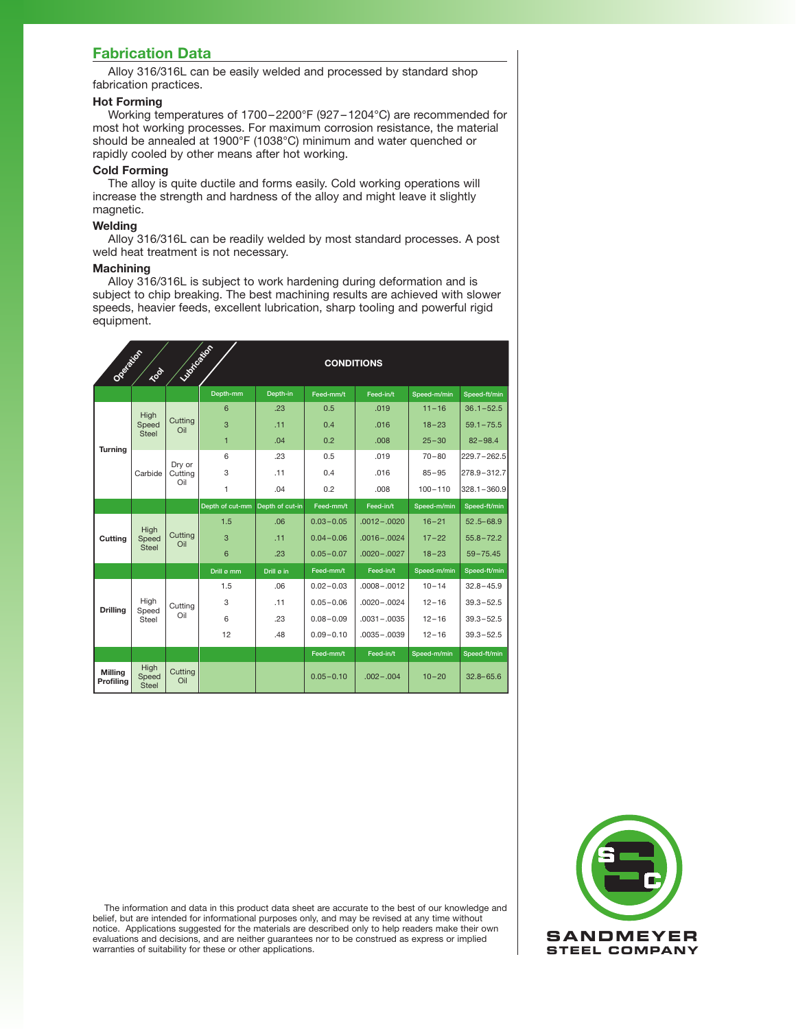## Fabrication Data

Alloy 316/316L can be easily welded and processed by standard shop fabrication practices.

### Hot Forming

Working temperatures of 1700–2200°F (927–1204°C) are recommended for most hot working processes. For maximum corrosion resistance, the material should be annealed at 1900°F (1038°C) minimum and water quenched or rapidly cooled by other means after hot working.

### Cold Forming

The alloy is quite ductile and forms easily. Cold working operations will increase the strength and hardness of the alloy and might leave it slightly magnetic.

### Welding

Alloy 316/316L can be readily welded by most standard processes. A post weld heat treatment is not necessary.

### Machining

Alloy 316/316L is subject to work hardening during deformation and is subject to chip breaking. The best machining results are achieved with slower speeds, heavier feeds, excellent lubrication, sharp tooling and powerful rigid equipment.

| Operation | Tool | Lubrication | CONDITIONS | | | | | |
|---|---|---|---|---|---|---|---|---|
| | | | Depth-mm | Depth-in | Feed-mm/t | Feed-in/t | Speed-m/min | Speed-ft/min |
| Turning | High Speed Steel | Cutting Oil | 6 | .23 | 0.5 | .019 | 11–16 | 36.1–52.5 |
| | | | 3 | .11 | 0.4 | .016 | 18–23 | 59.1–75.5 |
| | | | 1 | .04 | 0.2 | .008 | 25–30 | 82–98.4 |
| | Carbide | Dry or Cutting Oil | 6 | .23 | 0.5 | .019 | 70–80 | 229.7–262.5 |
| | | | 3 | .11 | 0.4 | .016 | 85–95 | 278.9–312.7 |
| | | | 1 | .04 | 0.2 | .008 | 100–110 | 328.1–360.9 |
| | | | Depth of cut-mm | Depth of cut-in | Feed-mm/t | Feed-in/t | Speed-m/min | Speed-ft/min |
| Cutting | High Speed Steel | Cutting Oil | 1.5 | .06 | 0.03–0.05 | .0012–.0020 | 16–21 | 52.5–68.9 |
| | | | 3 | .11 | 0.04–0.06 | .0016–.0024 | 17–22 | 55.8–72.2 |
| | | | 6 | .23 | 0.05–0.07 | .0020–.0027 | 18–23 | 59–75.45 |
| | | | Drill ø mm | Drill ø in | Feed-mm/t | Feed-in/t | Speed-m/min | Speed-ft/min |
| Drilling | High Speed Steel | Cutting Oil | 1.5 | .06 | 0.02–0.03 | .0008–.0012 | 10–14 | 32.8–45.9 |
| | | | 3 | .11 | 0.05–0.06 | .0020–.0024 | 12–16 | 39.3–52.5 |
| | | | 6 | .23 | 0.08–0.09 | .0031–.0035 | 12–16 | 39.3–52.5 |
| | | | 12 | .48 | 0.09–0.10 | .0035–.0039 | 12–16 | 39.3–52.5 |
| | | | | | Feed-mm/t | Feed-in/t | Speed-m/min | Speed-ft/min |
| Milling Profiling | High Speed Steel | Cutting Oil | | | 0.05–0.10 | .002–.004 | 10–20 | 32.8–65.6 |

The information and data in this product data sheet are accurate to the best of our knowledge and belief, but are intended for informational purposes only, and may be revised at any time without notice. Applications suggested for the materials are described only to help readers make their own evaluations and decisions, and are neither guarantees nor to be construed as express or implied warranties of suitability for these or other applications.

SANDMEYER STEEL COMPANY